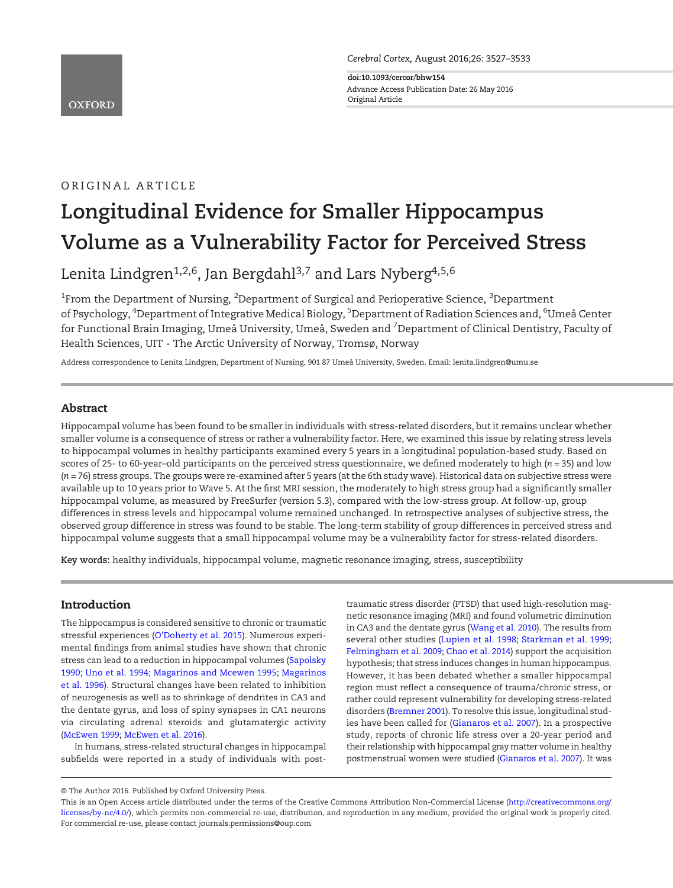ORIGINAL ARTICLE

# Longitudinal Evidence for Smaller Hippocampus Volume as a Vulnerability Factor for Perceived Stress

Lenita Lindgren[1,2,6], Jan Bergdahl[3,7] and Lars Nyberg[4,5,6]

[1]From the Department of Nursing, [2]Department of Surgical and Perioperative Science, [3]Department of Psychology, [4]Department of Integrative Medical Biology, [5]Department of Radiation Sciences and, [6]Umeå Center for Functional Brain Imaging, Umeå University, Umeå, Sweden and [7]Department of Clinical Dentistry, Faculty of Health Sciences, UIT - The Arctic University of Norway, Tromsø, Norway

Address correspondence to Lenita Lindgren, Department of Nursing, 901 87 Umeå University, Sweden. Email: lenita.lindgren@umu.se

## Abstract

Hippocampal volume has been found to be smaller in individuals with stress-related disorders, but it remains unclear whether smaller volume is a consequence of stress or rather a vulnerability factor. Here, we examined this issue by relating stress levels to hippocampal volumes in healthy participants examined every 5 years in a longitudinal population-based study. Based on scores of 25- to 60-year–old participants on the perceived stress questionnaire, we defined moderately to high ($n = 35$) and low ($n = 76$) stress groups. The groups were re-examined after 5 years (at the 6th study wave). Historical data on subjective stress were available up to 10 years prior to Wave 5. At the first MRI session, the moderately to high stress group had a significantly smaller hippocampal volume, as measured by FreeSurfer (version 5.3), compared with the low-stress group. At follow-up, group differences in stress levels and hippocampal volume remained unchanged. In retrospective analyses of subjective stress, the observed group difference in stress was found to be stable. The long-term stability of group differences in perceived stress and hippocampal volume suggests that a small hippocampal volume may be a vulnerability factor for stress-related disorders.

**Key words:** healthy individuals, hippocampal volume, magnetic resonance imaging, stress, susceptibility

## Introduction

The hippocampus is considered sensitive to chronic or traumatic stressful experiences (O'Doherty et al. 2015). Numerous experimental findings from animal studies have shown that chronic stress can lead to a reduction in hippocampal volumes (Sapolsky 1990; Uno et al. 1994; Magarinos and Mcewen 1995; Magarinos et al. 1996). Structural changes have been related to inhibition of neurogenesis as well as to shrinkage of dendrites in CA3 and the dentate gyrus, and loss of spiny synapses in CA1 neurons via circulating adrenal steroids and glutamatergic activity (McEwen 1999; McEwen et al. 2016).

In humans, stress-related structural changes in hippocampal subfields were reported in a study of individuals with post-traumatic stress disorder (PTSD) that used high-resolution magnetic resonance imaging (MRI) and found volumetric diminution in CA3 and the dentate gyrus (Wang et al. 2010). The results from several other studies (Lupien et al. 1998; Starkman et al. 1999; Felmingham et al. 2009; Chao et al. 2014) support the acquisition hypothesis; that stress induces changes in human hippocampus. However, it has been debated whether a smaller hippocampal region must reflect a consequence of trauma/chronic stress, or rather could represent vulnerability for developing stress-related disorders (Bremner 2001). To resolve this issue, longitudinal studies have been called for (Gianaros et al. 2007). In a prospective study, reports of chronic life stress over a 20-year period and their relationship with hippocampal gray matter volume in healthy postmenstrual women were studied (Gianaros et al. 2007). It was

© The Author 2016. Published by Oxford University Press.
This is an Open Access article distributed under the terms of the Creative Commons Attribution Non-Commercial License (http://creativecommons.org/licenses/by-nc/4.0/), which permits non-commercial re-use, distribution, and reproduction in any medium, provided the original work is properly cited. For commercial re-use, please contact journals.permissions@oup.com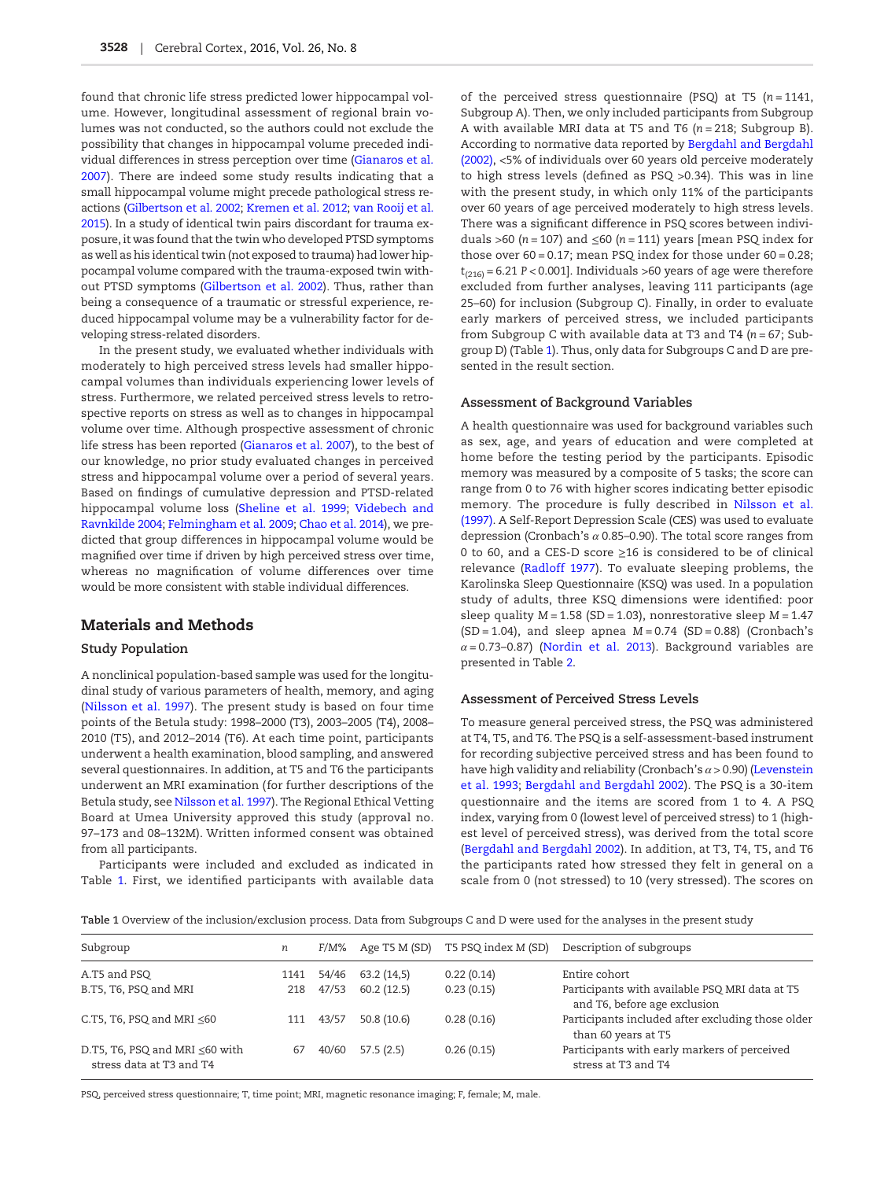found that chronic life stress predicted lower hippocampal volume. However, longitudinal assessment of regional brain volumes was not conducted, so the authors could not exclude the possibility that changes in hippocampal volume preceded individual differences in stress perception over time (Gianaros et al. 2007). There are indeed some study results indicating that a small hippocampal volume might precede pathological stress reactions (Gilbertson et al. 2002; Kremen et al. 2012; van Rooij et al. 2015). In a study of identical twin pairs discordant for trauma exposure, it was found that the twin who developed PTSD symptoms as well as his identical twin (not exposed to trauma) had lower hippocampal volume compared with the trauma-exposed twin without PTSD symptoms (Gilbertson et al. 2002). Thus, rather than being a consequence of a traumatic or stressful experience, reduced hippocampal volume may be a vulnerability factor for developing stress-related disorders.

In the present study, we evaluated whether individuals with moderately to high perceived stress levels had smaller hippocampal volumes than individuals experiencing lower levels of stress. Furthermore, we related perceived stress levels to retrospective reports on stress as well as to changes in hippocampal volume over time. Although prospective assessment of chronic life stress has been reported (Gianaros et al. 2007), to the best of our knowledge, no prior study evaluated changes in perceived stress and hippocampal volume over a period of several years. Based on findings of cumulative depression and PTSD-related hippocampal volume loss (Sheline et al. 1999; Videbech and Ravnkilde 2004; Felmingham et al. 2009; Chao et al. 2014), we predicted that group differences in hippocampal volume would be magnified over time if driven by high perceived stress over time, whereas no magnification of volume differences over time would be more consistent with stable individual differences.

## Materials and Methods

### Study Population

A nonclinical population-based sample was used for the longitudinal study of various parameters of health, memory, and aging (Nilsson et al. 1997). The present study is based on four time points of the Betula study: 1998–2000 (T3), 2003–2005 (T4), 2008–2010 (T5), and 2012–2014 (T6). At each time point, participants underwent a health examination, blood sampling, and answered several questionnaires. In addition, at T5 and T6 the participants underwent an MRI examination (for further descriptions of the Betula study, see Nilsson et al. 1997). The Regional Ethical Vetting Board at Umea University approved this study (approval no. 97–173 and 08–132M). Written informed consent was obtained from all participants.

Participants were included and excluded as indicated in Table 1. First, we identified participants with available data of the perceived stress questionnaire (PSQ) at T5 ($n = 1141$, Subgroup A). Then, we only included participants from Subgroup A with available MRI data at T5 and T6 ($n = 218$; Subgroup B). According to normative data reported by Bergdahl and Bergdahl (2002), <5% of individuals over 60 years old perceive moderately to high stress levels (defined as PSQ >0.34). This was in line with the present study, in which only 11% of the participants over 60 years of age perceived moderately to high stress levels. There was a significant difference in PSQ scores between individuals >60 ($n = 107$) and ≤60 ($n = 111$) years [mean PSQ index for those over 60 = 0.17; mean PSQ index for those under 60 = 0.28; $t_{(216)} = 6.21$ $P < 0.001$]. Individuals >60 years of age were therefore excluded from further analyses, leaving 111 participants (age 25–60) for inclusion (Subgroup C). Finally, in order to evaluate early markers of perceived stress, we included participants from Subgroup C with available data at T3 and T4 ($n = 67$; Subgroup D) (Table 1). Thus, only data for Subgroups C and D are presented in the result section.

### Assessment of Background Variables

A health questionnaire was used for background variables such as sex, age, and years of education and were completed at home before the testing period by the participants. Episodic memory was measured by a composite of 5 tasks; the score can range from 0 to 76 with higher scores indicating better episodic memory. The procedure is fully described in Nilsson et al. (1997). A Self-Report Depression Scale (CES) was used to evaluate depression (Cronbach's $\alpha$ 0.85–0.90). The total score ranges from 0 to 60, and a CES-D score ≥16 is considered to be of clinical relevance (Radloff 1977). To evaluate sleeping problems, the Karolinska Sleep Questionnaire (KSQ) was used. In a population study of adults, three KSQ dimensions were identified: poor sleep quality M = 1.58 (SD = 1.03), nonrestorative sleep M = 1.47 (SD = 1.04), and sleep apnea M = 0.74 (SD = 0.88) (Cronbach's $\alpha$ = 0.73–0.87) (Nordin et al. 2013). Background variables are presented in Table 2.

### Assessment of Perceived Stress Levels

To measure general perceived stress, the PSQ was administered at T4, T5, and T6. The PSQ is a self-assessment-based instrument for recording subjective perceived stress and has been found to have high validity and reliability (Cronbach's $\alpha$ > 0.90) (Levenstein et al. 1993; Bergdahl and Bergdahl 2002). The PSQ is a 30-item questionnaire and the items are scored from 1 to 4. A PSQ index, varying from 0 (lowest level of perceived stress) to 1 (highest level of perceived stress), was derived from the total score (Bergdahl and Bergdahl 2002). In addition, at T3, T4, T5, and T6 the participants rated how stressed they felt in general on a scale from 0 (not stressed) to 10 (very stressed). The scores on

Table 1 Overview of the inclusion/exclusion process. Data from Subgroups C and D were used for the analyses in the present study

| Subgroup | n | F/M% | Age T5 M (SD) | T5 PSQ index M (SD) | Description of subgroups |
|---|---|---|---|---|---|
| A.T5 and PSQ | 1141 | 54/46 | 63.2 (14,5) | 0.22 (0.14) | Entire cohort |
| B.T5, T6, PSQ and MRI | 218 | 47/53 | 60.2 (12.5) | 0.23 (0.15) | Participants with available PSQ MRI data at T5 and T6, before age exclusion |
| C.T5, T6, PSQ and MRI ≤60 | 111 | 43/57 | 50.8 (10.6) | 0.28 (0.16) | Participants included after excluding those older than 60 years at T5 |
| D.T5, T6, PSQ and MRI ≤60 with stress data at T3 and T4 | 67 | 40/60 | 57.5 (2.5) | 0.26 (0.15) | Participants with early markers of perceived stress at T3 and T4 |

PSQ, perceived stress questionnaire; T, time point; MRI, magnetic resonance imaging; F, female; M, male.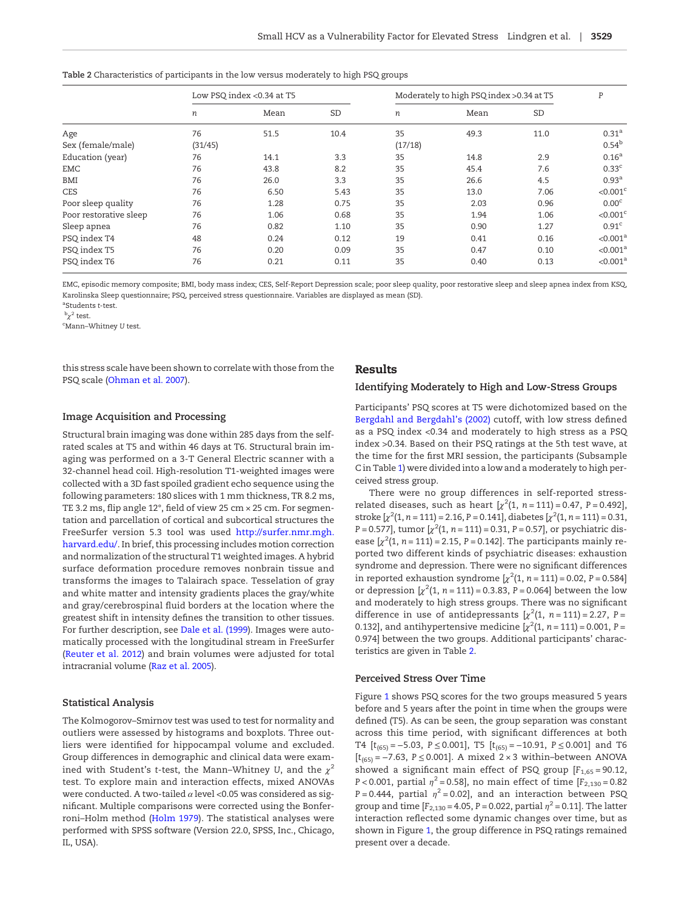**Table 2** Characteristics of participants in the low versus moderately to high PSQ groups

| | Low PSQ index <0.34 at T5 | | | Moderately to high PSQ index >0.34 at T5 | | | P |
|---|---|---|---|---|---|---|---|
| | n | Mean | SD | n | Mean | SD | |
| Age | 76 | 51.5 | 10.4 | 35 | 49.3 | 11.0 | 0.31[a] |
| Sex (female/male) | (31/45) | | | (17/18) | | | 0.54[b] |
| Education (year) | 76 | 14.1 | 3.3 | 35 | 14.8 | 2.9 | 0.16[a] |
| EMC | 76 | 43.8 | 8.2 | 35 | 45.4 | 7.6 | 0.33[c] |
| BMI | 76 | 26.0 | 3.3 | 35 | 26.6 | 4.5 | 0.93[a] |
| CES | 76 | 6.50 | 5.43 | 35 | 13.0 | 7.06 | <0.001[c] |
| Poor sleep quality | 76 | 1.28 | 0.75 | 35 | 2.03 | 0.96 | 0.00[c] |
| Poor restorative sleep | 76 | 1.06 | 0.68 | 35 | 1.94 | 1.06 | <0.001[c] |
| Sleep apnea | 76 | 0.82 | 1.10 | 35 | 0.90 | 1.27 | 0.91[c] |
| PSQ index T4 | 48 | 0.24 | 0.12 | 19 | 0.41 | 0.16 | <0.001[a] |
| PSQ index T5 | 76 | 0.20 | 0.09 | 35 | 0.47 | 0.10 | <0.001[a] |
| PSQ index T6 | 76 | 0.21 | 0.11 | 35 | 0.40 | 0.13 | <0.001[a] |

EMC, episodic memory composite; BMI, body mass index; CES, Self-Report Depression scale; poor sleep quality, poor restorative sleep and sleep apnea index from KSQ, Karolinska Sleep questionnaire; PSQ, perceived stress questionnaire. Variables are displayed as mean (SD).

[a]Students t-test.

[b]$\chi^2$ test.

[c]Mann–Whitney U test.

this stress scale have been shown to correlate with those from the PSQ scale (Ohman et al. 2007).

### Image Acquisition and Processing

Structural brain imaging was done within 285 days from the self-rated scales at T5 and within 46 days at T6. Structural brain imaging was performed on a 3-T General Electric scanner with a 32-channel head coil. High-resolution T1-weighted images were collected with a 3D fast spoiled gradient echo sequence using the following parameters: 180 slices with 1 mm thickness, TR 8.2 ms, TE 3.2 ms, flip angle 12°, field of view 25 cm × 25 cm. For segmentation and parcellation of cortical and subcortical structures the FreeSurfer version 5.3 tool was used http://surfer.nmr.mgh.harvard.edu/. In brief, this processing includes motion correction and normalization of the structural T1 weighted images. A hybrid surface deformation procedure removes nonbrain tissue and transforms the images to Talairach space. Tesselation of gray and white matter and intensity gradients places the gray/white and gray/cerebrospinal fluid borders at the location where the greatest shift in intensity defines the transition to other tissues. For further description, see Dale et al. (1999). Images were automatically processed with the longitudinal stream in FreeSurfer (Reuter et al. 2012) and brain volumes were adjusted for total intracranial volume (Raz et al. 2005).

### Statistical Analysis

The Kolmogorov–Smirnov test was used to test for normality and outliers were assessed by histograms and boxplots. Three outliers were identified for hippocampal volume and excluded. Group differences in demographic and clinical data were examined with Student's t-test, the Mann–Whitney U, and the $\chi^2$ test. To explore main and interaction effects, mixed ANOVAs were conducted. A two-tailed $\alpha$ level <0.05 was considered as significant. Multiple comparisons were corrected using the Bonferroni–Holm method (Holm 1979). The statistical analyses were performed with SPSS software (Version 22.0, SPSS, Inc., Chicago, IL, USA).

## Results

### Identifying Moderately to High and Low-Stress Groups

Participants' PSQ scores at T5 were dichotomized based on the Bergdahl and Bergdahl's (2002) cutoff, with low stress defined as a PSQ index <0.34 and moderately to high stress as a PSQ index >0.34. Based on their PSQ ratings at the 5th test wave, at the time for the first MRI session, the participants (Subsample C in Table 1) were divided into a low and a moderately to high perceived stress group.

There were no group differences in self-reported stress-related diseases, such as heart [$\chi^2(1, n = 111) = 0.47$, $P = 0.492$], stroke [$\chi^2(1, n = 111) = 2.16$, $P = 0.141$], diabetes [$\chi^2(1, n = 111) = 0.31$, $P = 0.577$], tumor [$\chi^2(1, n = 111) = 0.31$, $P = 0.57$], or psychiatric disease [$\chi^2(1, n = 111) = 2.15$, $P = 0.142$]. The participants mainly reported two different kinds of psychiatric diseases: exhaustion syndrome and depression. There were no significant differences in reported exhaustion syndrome [$\chi^2(1, n = 111) = 0.02$, $P = 0.584$] or depression [$\chi^2(1, n = 111) = 0.3.83$, $P = 0.064$] between the low and moderately to high stress groups. There was no significant difference in use of antidepressants [$\chi^2(1, n = 111) = 2.27$, $P = 0.132$], and antihypertensive medicine [$\chi^2(1, n = 111) = 0.001$, $P = 0.974$] between the two groups. Additional participants' characteristics are given in Table 2.

### Perceived Stress Over Time

Figure 1 shows PSQ scores for the two groups measured 5 years before and 5 years after the point in time when the groups were defined (T5). As can be seen, the group separation was constant across this time period, with significant differences at both T4 [$t_{(65)} = -5.03$, $P \leq 0.001$], T5 [$t_{(65)} = -10.91$, $P \leq 0.001$] and T6 [$t_{(65)} = -7.63$, $P \leq 0.001$]. A mixed 2 × 3 within–between ANOVA showed a significant main effect of PSQ group [$F_{1,65} = 90.12$, $P < 0.001$, partial $\eta^2 = 0.58$], no main effect of time [$F_{2,130} = 0.82$ $P = 0.444$, partial $\eta^2 = 0.02$], and an interaction between PSQ group and time [$F_{2,130} = 4.05$, $P = 0.022$, partial $\eta^2 = 0.11$]. The latter interaction reflected some dynamic changes over time, but as shown in Figure 1, the group difference in PSQ ratings remained present over a decade.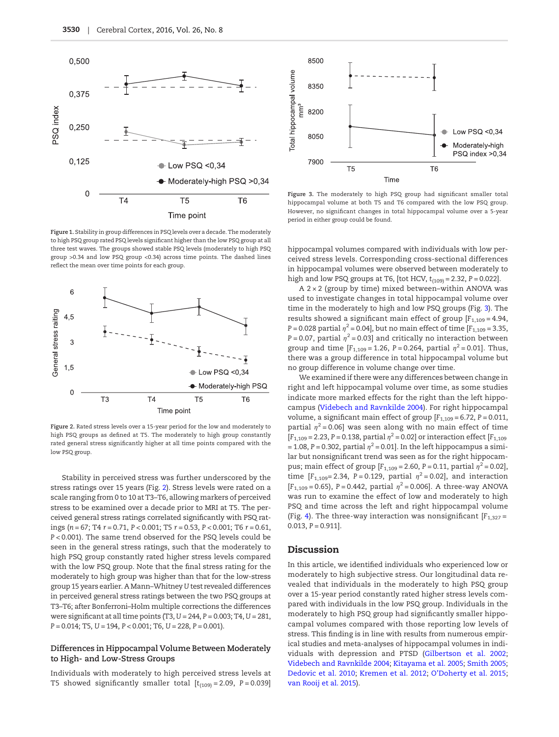Figure 1. Stability in group differences in PSQ levels over a decade. The moderately to high PSQ group rated PSQ levels significant higher than the low PSQ group at all three test waves. The groups showed stable PSQ levels (moderately to high PSQ group >0.34 and low PSQ group <0.34) across time points. The dashed lines reflect the mean over time points for each group.

Figure 2. Rated stress levels over a 15-year period for the low and moderately to high PSQ groups as defined at T5. The moderately to high group constantly rated general stress significantly higher at all time points compared with the low PSQ group.

Stability in perceived stress was further underscored by the stress ratings over 15 years (Fig. 2). Stress levels were rated on a scale ranging from 0 to 10 at T3–T6, allowing markers of perceived stress to be examined over a decade prior to MRI at T5. The perceived general stress ratings correlated significantly with PSQ ratings ($n = 67$; T4 $r = 0.71$, $P < 0.001$; T5 $r = 0.53$, $P < 0.001$; T6 $r = 0.61$, $P < 0.001$). The same trend observed for the PSQ levels could be seen in the general stress ratings, such that the moderately to high PSQ group constantly rated higher stress levels compared with the low PSQ group. Note that the final stress rating for the moderately to high group was higher than that for the low-stress group 15 years earlier. A Mann–Whitney U test revealed differences in perceived general stress ratings between the two PSQ groups at T3–T6; after Bonferroni–Holm multiple corrections the differences were significant at all time points (T3, $U = 244$, $P = 0.003$; T4, $U = 281$, $P = 0.014$; T5, $U = 194$, $P < 0.001$; T6, $U = 228$, $P = 0.001$).

### Differences in Hippocampal Volume Between Moderately to High- and Low-Stress Groups

Individuals with moderately to high perceived stress levels at T5 showed significantly smaller total [$t_{(109)} = 2.09$, $P = 0.039$] hippocampal volumes compared with individuals with low perceived stress levels. Corresponding cross-sectional differences in hippocampal volumes were observed between moderately to high and low PSQ groups at T6, [tot HCV, $t_{(109)} = 2.32$, $P = 0.022$].

A 2 × 2 (group by time) mixed between–within ANOVA was used to investigate changes in total hippocampal volume over time in the moderately to high and low PSQ groups (Fig. 3). The results showed a significant main effect of group [$F_{1,109} = 4.94$, $P = 0.028$ partial $\eta^2 = 0.04$], but no main effect of time [$F_{1,109} = 3.35$, $P = 0.07$, partial $\eta^2 = 0.03$] and critically no interaction between group and time [$F_{1,109} = 1.26$, $P = 0.264$, partial $\eta^2 = 0.01$]. Thus, there was a group difference in total hippocampal volume but no group difference in volume change over time.

We examined if there were any differences between change in right and left hippocampal volume over time, as some studies indicate more marked effects for the right than the left hippocampus (Videbech and Ravnkilde 2004). For right hippocampal volume, a significant main effect of group [$F_{1,109} = 6.72$, $P = 0.011$, partial $\eta^2 = 0.06$] was seen along with no main effect of time [$F_{1,109} = 2.23$, $P = 0.138$, partial $\eta^2 = 0.02$] or interaction effect [$F_{1,109} = 1.08$, $P = 0.302$, partial $\eta^2 = 0.01$]. In the left hippocampus a similar but nonsignificant trend was seen as for the right hippocampus; main effect of group [$F_{1,109} = 2.60$, $P = 0.11$, partial $\eta^2 = 0.02$], time [$F_{1,109} = 2.34$, $P = 0.129$, partial $\eta^2 = 0.02$], and interaction [$F_{1,109} = 0.65$), $P = 0.442$, partial $\eta^2 = 0.006$]. A three-way ANOVA was run to examine the effect of low and moderately to high PSQ and time across the left and right hippocampal volume (Fig. 4). The three-way interaction was nonsignificant [$F_{1,327} = 0.013$, $P = 0.911$].

Figure 3. The moderately to high PSQ group had significant smaller total hippocampal volume at both T5 and T6 compared with the low PSQ group. However, no significant changes in total hippocampal volume over a 5-year period in either group could be found.

## Discussion

In this article, we identified individuals who experienced low or moderately to high subjective stress. Our longitudinal data revealed that individuals in the moderately to high PSQ group over a 15-year period constantly rated higher stress levels compared with individuals in the low PSQ group. Individuals in the moderately to high PSQ group had significantly smaller hippocampal volumes compared with those reporting low levels of stress. This finding is in line with results from numerous empirical studies and meta-analyses of hippocampal volumes in individuals with depression and PTSD (Gilbertson et al. 2002; Videbech and Ravnkilde 2004; Kitayama et al. 2005; Smith 2005; Dedovic et al. 2010; Kremen et al. 2012; O'Doherty et al. 2015; van Rooij et al. 2015).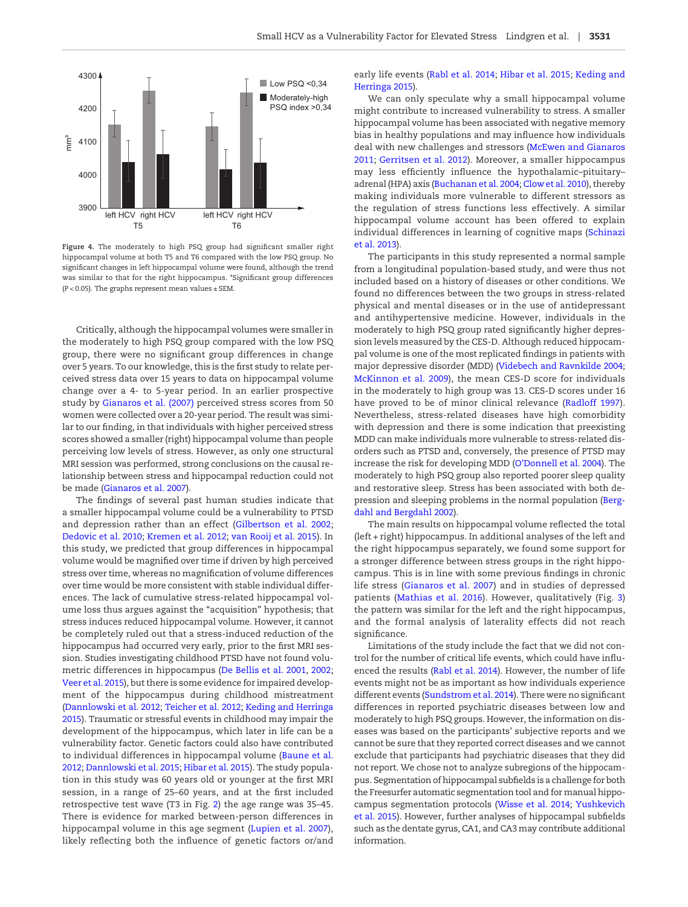4300

4200

4100

4000

3900

mm³

Low PSQ <0,34

Moderately-high PSQ index >0,34

left HCV right HCV

T5

left HCV right HCV

T6

**Figure 4.** The moderately to high PSQ group had significant smaller right hippocampal volume at both T5 and T6 compared with the low PSQ group. No significant changes in left hippocampal volume were found, although the trend was similar to that for the right hippocampus. *Significant group differences ($P < 0.05$). The graphs represent mean values ± SEM.

Critically, although the hippocampal volumes were smaller in the moderately to high PSQ group compared with the low PSQ group, there were no significant group differences in change over 5 years. To our knowledge, this is the first study to relate perceived stress data over 15 years to data on hippocampal volume change over a 4- to 5-year period. In an earlier prospective study by Gianaros et al. (2007) perceived stress scores from 50 women were collected over a 20-year period. The result was similar to our finding, in that individuals with higher perceived stress scores showed a smaller (right) hippocampal volume than people perceiving low levels of stress. However, as only one structural MRI session was performed, strong conclusions on the causal relationship between stress and hippocampal reduction could not be made (Gianaros et al. 2007).

The findings of several past human studies indicate that a smaller hippocampal volume could be a vulnerability to PTSD and depression rather than an effect (Gilbertson et al. 2002; Dedovic et al. 2010; Kremen et al. 2012; van Rooij et al. 2015). In this study, we predicted that group differences in hippocampal volume would be magnified over time if driven by high perceived stress over time, whereas no magnification of volume differences over time would be more consistent with stable individual differences. The lack of cumulative stress-related hippocampal volume loss thus argues against the "acquisition" hypothesis; that stress induces reduced hippocampal volume. However, it cannot be completely ruled out that a stress-induced reduction of the hippocampus had occurred very early, prior to the first MRI session. Studies investigating childhood PTSD have not found volumetric differences in hippocampus (De Bellis et al. 2001, 2002; Veer et al. 2015), but there is some evidence for impaired development of the hippocampus during childhood mistreatment (Dannlowski et al. 2012; Teicher et al. 2012; Keding and Herringa 2015). Traumatic or stressful events in childhood may impair the development of the hippocampus, which later in life can be a vulnerability factor. Genetic factors could also have contributed to individual differences in hippocampal volume (Baune et al. 2012; Dannlowski et al. 2015; Hibar et al. 2015). The study population in this study was 60 years old or younger at the first MRI session, in a range of 25–60 years, and at the first included retrospective test wave (T3 in Fig. 2) the age range was 35–45. There is evidence for marked between-person differences in hippocampal volume in this age segment (Lupien et al. 2007), likely reflecting both the influence of genetic factors or/and early life events (Rabl et al. 2014; Hibar et al. 2015; Keding and Herringa 2015).

We can only speculate why a small hippocampal volume might contribute to increased vulnerability to stress. A smaller hippocampal volume has been associated with negative memory bias in healthy populations and may influence how individuals deal with new challenges and stressors (McEwen and Gianaros 2011; Gerritsen et al. 2012). Moreover, a smaller hippocampus may less efficiently influence the hypothalamic–pituitary–adrenal (HPA) axis (Buchanan et al. 2004; Clow et al. 2010), thereby making individuals more vulnerable to different stressors as the regulation of stress functions less effectively. A similar hippocampal volume account has been offered to explain individual differences in learning of cognitive maps (Schinazi et al. 2013).

The participants in this study represented a normal sample from a longitudinal population-based study, and were thus not included based on a history of diseases or other conditions. We found no differences between the two groups in stress-related physical and mental diseases or in the use of antidepressant and antihypertensive medicine. However, individuals in the moderately to high PSQ group rated significantly higher depression levels measured by the CES-D. Although reduced hippocampal volume is one of the most replicated findings in patients with major depressive disorder (MDD) (Videbech and Ravnkilde 2004; McKinnon et al. 2009), the mean CES-D score for individuals in the moderately to high group was 13. CES-D scores under 16 have proved to be of minor clinical relevance (Radloff 1997). Nevertheless, stress-related diseases have high comorbidity with depression and there is some indication that preexisting MDD can make individuals more vulnerable to stress-related disorders such as PTSD and, conversely, the presence of PTSD may increase the risk for developing MDD (O'Donnell et al. 2004). The moderately to high PSQ group also reported poorer sleep quality and restorative sleep. Stress has been associated with both depression and sleeping problems in the normal population (Bergdahl and Bergdahl 2002).

The main results on hippocampal volume reflected the total (left + right) hippocampus. In additional analyses of the left and the right hippocampus separately, we found some support for a stronger difference between stress groups in the right hippocampus. This is in line with some previous findings in chronic life stress (Gianaros et al. 2007) and in studies of depressed patients (Mathias et al. 2016). However, qualitatively (Fig. 3) the pattern was similar for the left and the right hippocampus, and the formal analysis of laterality effects did not reach significance.

Limitations of the study include the fact that we did not control for the number of critical life events, which could have influenced the results (Rabl et al. 2014). However, the number of life events might not be as important as how individuals experience different events (Sundstrom et al. 2014). There were no significant differences in reported psychiatric diseases between low and moderately to high PSQ groups. However, the information on diseases was based on the participants' subjective reports and we cannot be sure that they reported correct diseases and we cannot exclude that participants had psychiatric diseases that they did not report. We chose not to analyze subregions of the hippocampus. Segmentation of hippocampal subfields is a challenge for both the Freesurfer automatic segmentation tool and for manual hippocampus segmentation protocols (Wisse et al. 2014; Yushkevich et al. 2015). However, further analyses of hippocampal subfields such as the dentate gyrus, CA1, and CA3 may contribute additional information.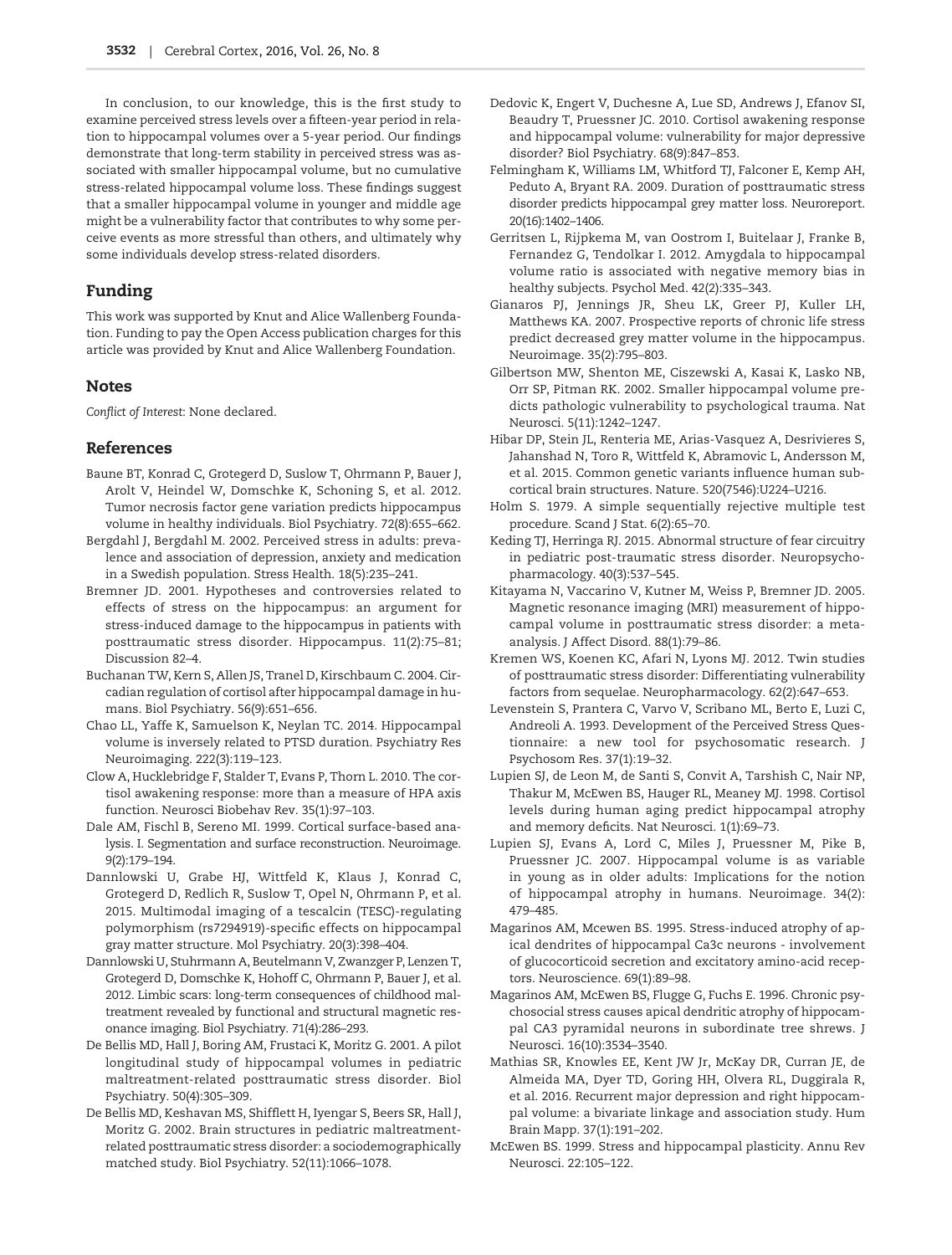In conclusion, to our knowledge, this is the first study to examine perceived stress levels over a fifteen-year period in relation to hippocampal volumes over a 5-year period. Our findings demonstrate that long-term stability in perceived stress was associated with smaller hippocampal volume, but no cumulative stress-related hippocampal volume loss. These findings suggest that a smaller hippocampal volume in younger and middle age might be a vulnerability factor that contributes to why some perceive events as more stressful than others, and ultimately why some individuals develop stress-related disorders.

## Funding

This work was supported by Knut and Alice Wallenberg Foundation. Funding to pay the Open Access publication charges for this article was provided by Knut and Alice Wallenberg Foundation.

## Notes

*Conflict of Interest*: None declared.

## References

Baune BT, Konrad C, Grotegerd D, Suslow T, Ohrmann P, Bauer J, Arolt V, Heindel W, Domschke K, Schoning S, et al. 2012. Tumor necrosis factor gene variation predicts hippocampus volume in healthy individuals. Biol Psychiatry. 72(8):655–662.

Bergdahl J, Bergdahl M. 2002. Perceived stress in adults: prevalence and association of depression, anxiety and medication in a Swedish population. Stress Health. 18(5):235–241.

Bremner JD. 2001. Hypotheses and controversies related to effects of stress on the hippocampus: an argument for stress-induced damage to the hippocampus in patients with posttraumatic stress disorder. Hippocampus. 11(2):75–81; Discussion 82–4.

Buchanan TW, Kern S, Allen JS, Tranel D, Kirschbaum C. 2004. Circadian regulation of cortisol after hippocampal damage in humans. Biol Psychiatry. 56(9):651–656.

Chao LL, Yaffe K, Samuelson K, Neylan TC. 2014. Hippocampal volume is inversely related to PTSD duration. Psychiatry Res Neuroimaging. 222(3):119–123.

Clow A, Hucklebridge F, Stalder T, Evans P, Thorn L. 2010. The cortisol awakening response: more than a measure of HPA axis function. Neurosci Biobehav Rev. 35(1):97–103.

Dale AM, Fischl B, Sereno MI. 1999. Cortical surface-based analysis. I. Segmentation and surface reconstruction. Neuroimage. 9(2):179–194.

Dannlowski U, Grabe HJ, Wittfeld K, Klaus J, Konrad C, Grotegerd D, Redlich R, Suslow T, Opel N, Ohrmann P, et al. 2015. Multimodal imaging of a tescalcin (TESC)-regulating polymorphism (rs7294919)-specific effects on hippocampal gray matter structure. Mol Psychiatry. 20(3):398–404.

Dannlowski U, Stuhrmann A, Beutelmann V, Zwanzger P, Lenzen T, Grotegerd D, Domschke K, Hohoff C, Ohrmann P, Bauer J, et al. 2012. Limbic scars: long-term consequences of childhood maltreatment revealed by functional and structural magnetic resonance imaging. Biol Psychiatry. 71(4):286–293.

De Bellis MD, Hall J, Boring AM, Frustaci K, Moritz G. 2001. A pilot longitudinal study of hippocampal volumes in pediatric maltreatment-related posttraumatic stress disorder. Biol Psychiatry. 50(4):305–309.

De Bellis MD, Keshavan MS, Shifflett H, Iyengar S, Beers SR, Hall J, Moritz G. 2002. Brain structures in pediatric maltreatment-related posttraumatic stress disorder: a sociodemographically matched study. Biol Psychiatry. 52(11):1066–1078.

Dedovic K, Engert V, Duchesne A, Lue SD, Andrews J, Efanov SI, Beaudry T, Pruessner JC. 2010. Cortisol awakening response and hippocampal volume: vulnerability for major depressive disorder? Biol Psychiatry. 68(9):847–853.

Felmingham K, Williams LM, Whitford TJ, Falconer E, Kemp AH, Peduto A, Bryant RA. 2009. Duration of posttraumatic stress disorder predicts hippocampal grey matter loss. Neuroreport. 20(16):1402–1406.

Gerritsen L, Rijpkema M, van Oostrom I, Buitelaar J, Franke B, Fernandez G, Tendolkar I. 2012. Amygdala to hippocampal volume ratio is associated with negative memory bias in healthy subjects. Psychol Med. 42(2):335–343.

Gianaros PJ, Jennings JR, Sheu LK, Greer PJ, Kuller LH, Matthews KA. 2007. Prospective reports of chronic life stress predict decreased grey matter volume in the hippocampus. Neuroimage. 35(2):795–803.

Gilbertson MW, Shenton ME, Ciszewski A, Kasai K, Lasko NB, Orr SP, Pitman RK. 2002. Smaller hippocampal volume predicts pathologic vulnerability to psychological trauma. Nat Neurosci. 5(11):1242–1247.

Hibar DP, Stein JL, Renteria ME, Arias-Vasquez A, Desrivieres S, Jahanshad N, Toro R, Wittfeld K, Abramovic L, Andersson M, et al. 2015. Common genetic variants influence human subcortical brain structures. Nature. 520(7546):U224–U216.

Holm S. 1979. A simple sequentially rejective multiple test procedure. Scand J Stat. 6(2):65–70.

Keding TJ, Herringa RJ. 2015. Abnormal structure of fear circuitry in pediatric post-traumatic stress disorder. Neuropsychopharmacology. 40(3):537–545.

Kitayama N, Vaccarino V, Kutner M, Weiss P, Bremner JD. 2005. Magnetic resonance imaging (MRI) measurement of hippocampal volume in posttraumatic stress disorder: a meta-analysis. J Affect Disord. 88(1):79–86.

Kremen WS, Koenen KC, Afari N, Lyons MJ. 2012. Twin studies of posttraumatic stress disorder: Differentiating vulnerability factors from sequelae. Neuropharmacology. 62(2):647–653.

Levenstein S, Prantera C, Varvo V, Scribano ML, Berto E, Luzi C, Andreoli A. 1993. Development of the Perceived Stress Questionnaire: a new tool for psychosomatic research. J Psychosom Res. 37(1):19–32.

Lupien SJ, de Leon M, de Santi S, Convit A, Tarshish C, Nair NP, Thakur M, McEwen BS, Hauger RL, Meaney MJ. 1998. Cortisol levels during human aging predict hippocampal atrophy and memory deficits. Nat Neurosci. 1(1):69–73.

Lupien SJ, Evans A, Lord C, Miles J, Pruessner M, Pike B, Pruessner JC. 2007. Hippocampal volume is as variable in young as in older adults: Implications for the notion of hippocampal atrophy in humans. Neuroimage. 34(2):479–485.

Magarinos AM, Mcewen BS. 1995. Stress-induced atrophy of apical dendrites of hippocampal Ca3c neurons - involvement of glucocorticoid secretion and excitatory amino-acid receptors. Neuroscience. 69(1):89–98.

Magarinos AM, McEwen BS, Flugge G, Fuchs E. 1996. Chronic psychosocial stress causes apical dendritic atrophy of hippocampal CA3 pyramidal neurons in subordinate tree shrews. J Neurosci. 16(10):3534–3540.

Mathias SR, Knowles EE, Kent JW Jr, McKay DR, Curran JE, de Almeida MA, Dyer TD, Goring HH, Olvera RL, Duggirala R, et al. 2016. Recurrent major depression and right hippocampal volume: a bivariate linkage and association study. Hum Brain Mapp. 37(1):191–202.

McEwen BS. 1999. Stress and hippocampal plasticity. Annu Rev Neurosci. 22:105–122.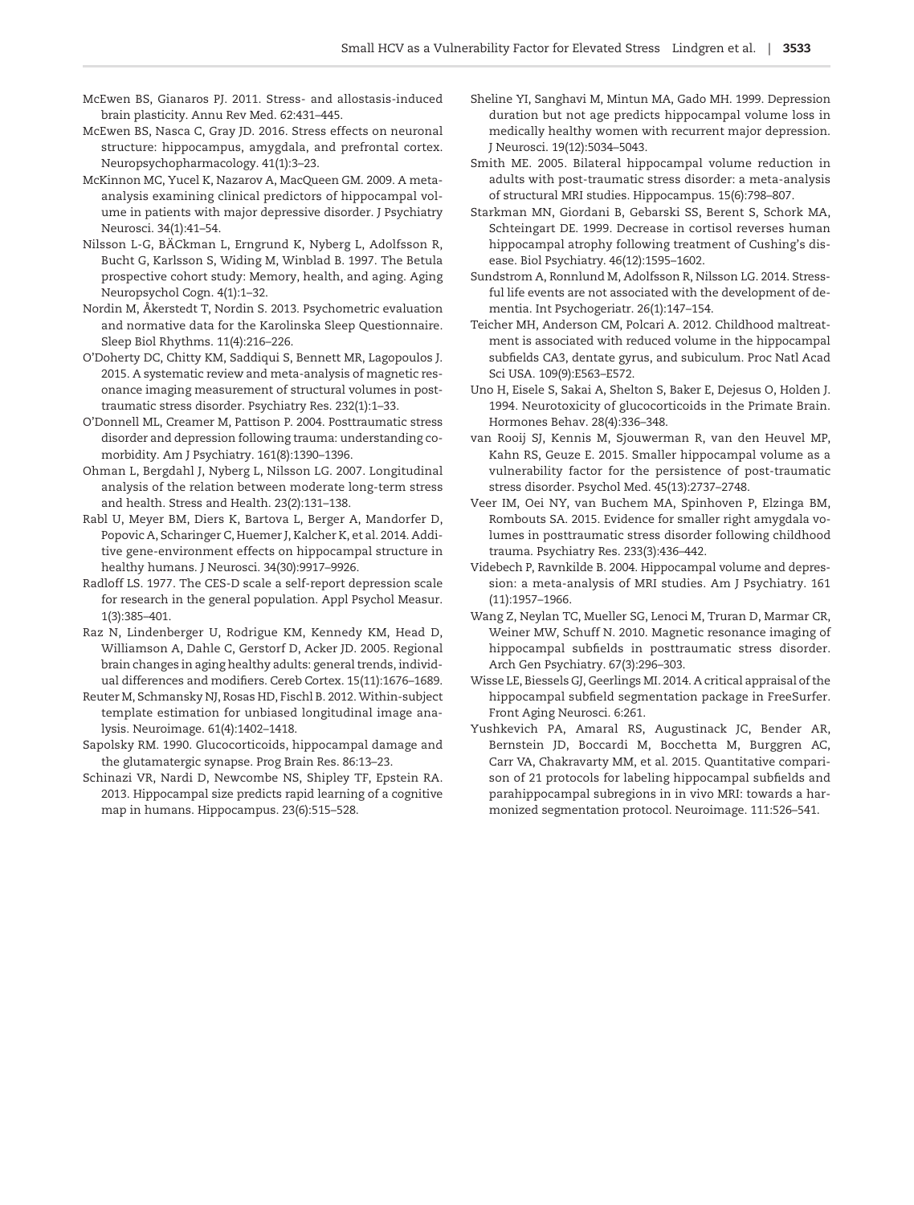McEwen BS, Gianaros PJ. 2011. Stress- and allostasis-induced brain plasticity. Annu Rev Med. 62:431–445.

McEwen BS, Nasca C, Gray JD. 2016. Stress effects on neuronal structure: hippocampus, amygdala, and prefrontal cortex. Neuropsychopharmacology. 41(1):3–23.

McKinnon MC, Yucel K, Nazarov A, MacQueen GM. 2009. A meta-analysis examining clinical predictors of hippocampal volume in patients with major depressive disorder. J Psychiatry Neurosci. 34(1):41–54.

Nilsson L-G, BÄCkman L, Erngrund K, Nyberg L, Adolfsson R, Bucht G, Karlsson S, Widing M, Winblad B. 1997. The Betula prospective cohort study: Memory, health, and aging. Aging Neuropsychol Cogn. 4(1):1–32.

Nordin M, Åkerstedt T, Nordin S. 2013. Psychometric evaluation and normative data for the Karolinska Sleep Questionnaire. Sleep Biol Rhythms. 11(4):216–226.

O'Doherty DC, Chitty KM, Saddiqui S, Bennett MR, Lagopoulos J. 2015. A systematic review and meta-analysis of magnetic resonance imaging measurement of structural volumes in post-traumatic stress disorder. Psychiatry Res. 232(1):1–33.

O'Donnell ML, Creamer M, Pattison P. 2004. Posttraumatic stress disorder and depression following trauma: understanding comorbidity. Am J Psychiatry. 161(8):1390–1396.

Ohman L, Bergdahl J, Nyberg L, Nilsson LG. 2007. Longitudinal analysis of the relation between moderate long-term stress and health. Stress and Health. 23(2):131–138.

Rabl U, Meyer BM, Diers K, Bartova L, Berger A, Mandorfer D, Popovic A, Scharinger C, Huemer J, Kalcher K, et al. 2014. Additive gene-environment effects on hippocampal structure in healthy humans. J Neurosci. 34(30):9917–9926.

Radloff LS. 1977. The CES-D scale a self-report depression scale for research in the general population. Appl Psychol Measur. 1(3):385–401.

Raz N, Lindenberger U, Rodrigue KM, Kennedy KM, Head D, Williamson A, Dahle C, Gerstorf D, Acker JD. 2005. Regional brain changes in aging healthy adults: general trends, individual differences and modifiers. Cereb Cortex. 15(11):1676–1689.

Reuter M, Schmansky NJ, Rosas HD, Fischl B. 2012. Within-subject template estimation for unbiased longitudinal image analysis. Neuroimage. 61(4):1402–1418.

Sapolsky RM. 1990. Glucocorticoids, hippocampal damage and the glutamatergic synapse. Prog Brain Res. 86:13–23.

Schinazi VR, Nardi D, Newcombe NS, Shipley TF, Epstein RA. 2013. Hippocampal size predicts rapid learning of a cognitive map in humans. Hippocampus. 23(6):515–528.

Sheline YI, Sanghavi M, Mintun MA, Gado MH. 1999. Depression duration but not age predicts hippocampal volume loss in medically healthy women with recurrent major depression. J Neurosci. 19(12):5034–5043.

Smith ME. 2005. Bilateral hippocampal volume reduction in adults with post-traumatic stress disorder: a meta-analysis of structural MRI studies. Hippocampus. 15(6):798–807.

Starkman MN, Giordani B, Gebarski SS, Berent S, Schork MA, Schteingart DE. 1999. Decrease in cortisol reverses human hippocampal atrophy following treatment of Cushing's disease. Biol Psychiatry. 46(12):1595–1602.

Sundstrom A, Ronnlund M, Adolfsson R, Nilsson LG. 2014. Stressful life events are not associated with the development of dementia. Int Psychogeriatr. 26(1):147–154.

Teicher MH, Anderson CM, Polcari A. 2012. Childhood maltreatment is associated with reduced volume in the hippocampal subfields CA3, dentate gyrus, and subiculum. Proc Natl Acad Sci USA. 109(9):E563–E572.

Uno H, Eisele S, Sakai A, Shelton S, Baker E, Dejesus O, Holden J. 1994. Neurotoxicity of glucocorticoids in the Primate Brain. Hormones Behav. 28(4):336–348.

van Rooij SJ, Kennis M, Sjouwerman R, van den Heuvel MP, Kahn RS, Geuze E. 2015. Smaller hippocampal volume as a vulnerability factor for the persistence of post-traumatic stress disorder. Psychol Med. 45(13):2737–2748.

Veer IM, Oei NY, van Buchem MA, Spinhoven P, Elzinga BM, Rombouts SA. 2015. Evidence for smaller right amygdala volumes in posttraumatic stress disorder following childhood trauma. Psychiatry Res. 233(3):436–442.

Videbech P, Ravnkilde B. 2004. Hippocampal volume and depression: a meta-analysis of MRI studies. Am J Psychiatry. 161 (11):1957–1966.

Wang Z, Neylan TC, Mueller SG, Lenoci M, Truran D, Marmar CR, Weiner MW, Schuff N. 2010. Magnetic resonance imaging of hippocampal subfields in posttraumatic stress disorder. Arch Gen Psychiatry. 67(3):296–303.

Wisse LE, Biessels GJ, Geerlings MI. 2014. A critical appraisal of the hippocampal subfield segmentation package in FreeSurfer. Front Aging Neurosci. 6:261.

Yushkevich PA, Amaral RS, Augustinack JC, Bender AR, Bernstein JD, Boccardi M, Bocchetta M, Burggren AC, Carr VA, Chakravarty MM, et al. 2015. Quantitative comparison of 21 protocols for labeling hippocampal subfields and parahippocampal subregions in in vivo MRI: towards a harmonized segmentation protocol. Neuroimage. 111:526–541.